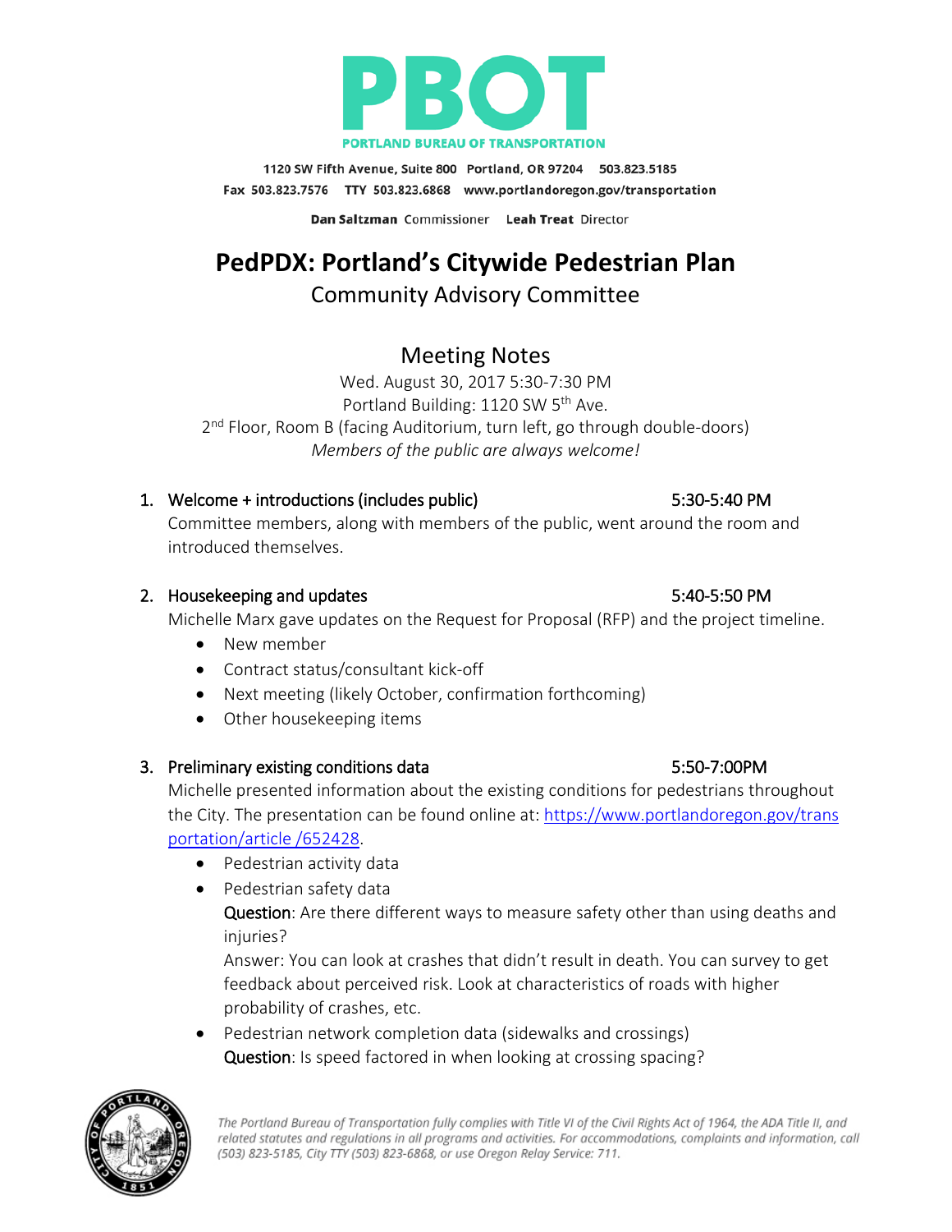**PBOT**

**PORTLAND BUREAU OF TRANSPORTATION**

1120 SW Fifth Avenue, Suite 800 Portland, OR 97204 503.823.5185
Fax 503.823.7576 TTY 503.823.6868 www.portlandoregon.gov/transportation

**Dan Saltzman** Commissioner **Leah Treat** Director

# PedPDX: Portland's Citywide Pedestrian Plan

## Community Advisory Committee

## Meeting Notes

Wed. August 30, 2017 5:30-7:30 PM
Portland Building: 1120 SW 5th Ave.
2nd Floor, Room B (facing Auditorium, turn left, go through double-doors)
*Members of the public are always welcome!*

1. Welcome + introductions (includes public) 5:30-5:40 PM
   Committee members, along with members of the public, went around the room and introduced themselves.

2. Housekeeping and updates 5:40-5:50 PM
   Michelle Marx gave updates on the Request for Proposal (RFP) and the project timeline.
   - New member
   - Contract status/consultant kick-off
   - Next meeting (likely October, confirmation forthcoming)
   - Other housekeeping items

3. Preliminary existing conditions data 5:50-7:00PM
   Michelle presented information about the existing conditions for pedestrians throughout the City. The presentation can be found online at: [https://www.portlandoregon.gov/transportation/article /652428](https://www.portlandoregon.gov/transportation/article/652428).
   - Pedestrian activity data
   - Pedestrian safety data

     **Question**: Are there different ways to measure safety other than using deaths and injuries?

     Answer: You can look at crashes that didn't result in death. You can survey to get feedback about perceived risk. Look at characteristics of roads with higher probability of crashes, etc.
   - Pedestrian network completion data (sidewalks and crossings)

     **Question**: Is speed factored in when looking at crossing spacing?

*The Portland Bureau of Transportation fully complies with Title VI of the Civil Rights Act of 1964, the ADA Title II, and related statutes and regulations in all programs and activities. For accommodations, complaints and information, call (503) 823-5185, City TTY (503) 823-6868, or use Oregon Relay Service: 711.*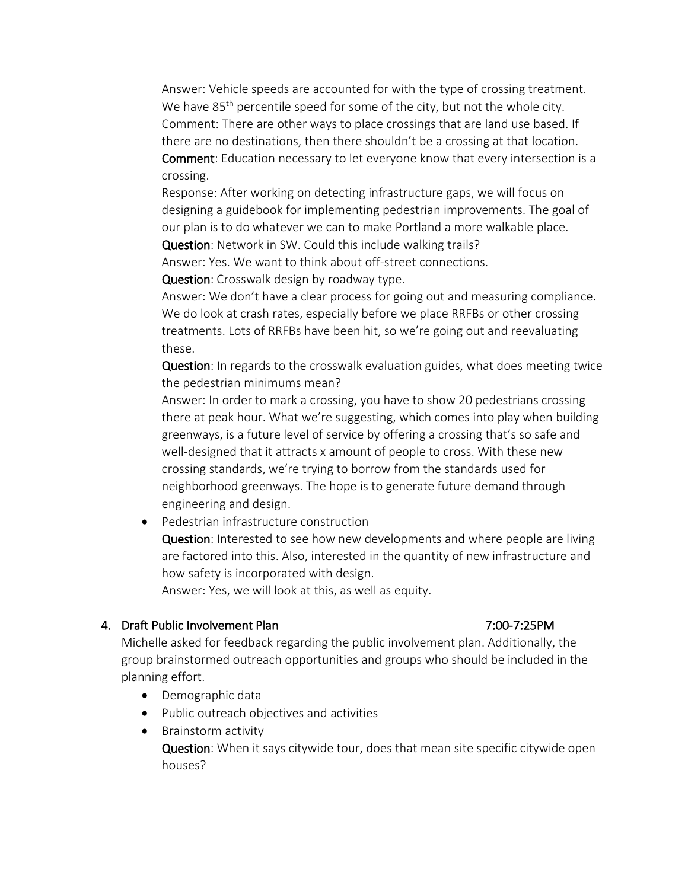Answer: Vehicle speeds are accounted for with the type of crossing treatment. We have 85th percentile speed for some of the city, but not the whole city.
Comment: There are other ways to place crossings that are land use based. If there are no destinations, then there shouldn't be a crossing at that location.
**Comment**: Education necessary to let everyone know that every intersection is a crossing.
Response: After working on detecting infrastructure gaps, we will focus on designing a guidebook for implementing pedestrian improvements. The goal of our plan is to do whatever we can to make Portland a more walkable place.
**Question**: Network in SW. Could this include walking trails?
Answer: Yes. We want to think about off-street connections.
**Question**: Crosswalk design by roadway type.
Answer: We don't have a clear process for going out and measuring compliance. We do look at crash rates, especially before we place RRFBs or other crossing treatments. Lots of RRFBs have been hit, so we're going out and reevaluating these.
**Question**: In regards to the crosswalk evaluation guides, what does meeting twice the pedestrian minimums mean?
Answer: In order to mark a crossing, you have to show 20 pedestrians crossing there at peak hour. What we're suggesting, which comes into play when building greenways, is a future level of service by offering a crossing that's so safe and well-designed that it attracts x amount of people to cross. With these new crossing standards, we're trying to borrow from the standards used for neighborhood greenways. The hope is to generate future demand through engineering and design.

- Pedestrian infrastructure construction
  **Question**: Interested to see how new developments and where people are living are factored into this. Also, interested in the quantity of new infrastructure and how safety is incorporated with design.
  Answer: Yes, we will look at this, as well as equity.

## 4. Draft Public Involvement Plan 7:00-7:25PM

Michelle asked for feedback regarding the public involvement plan. Additionally, the group brainstormed outreach opportunities and groups who should be included in the planning effort.

- Demographic data
- Public outreach objectives and activities
- Brainstorm activity
  **Question**: When it says citywide tour, does that mean site specific citywide open houses?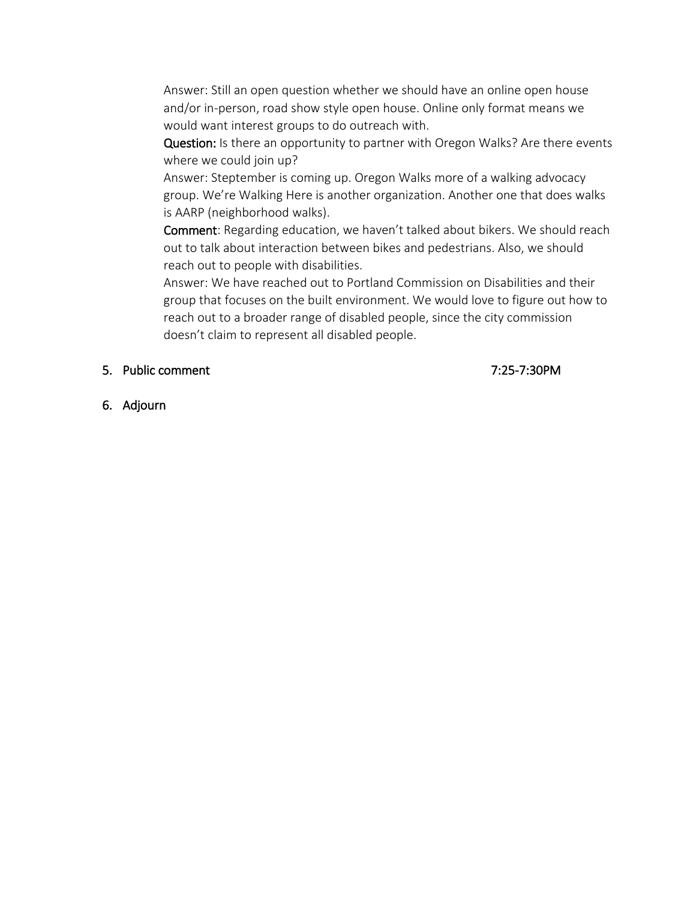Answer: Still an open question whether we should have an online open house and/or in-person, road show style open house. Online only format means we would want interest groups to do outreach with.

**Question:** Is there an opportunity to partner with Oregon Walks? Are there events where we could join up?

Answer: Steptember is coming up. Oregon Walks more of a walking advocacy group. We're Walking Here is another organization. Another one that does walks is AARP (neighborhood walks).

**Comment**: Regarding education, we haven't talked about bikers. We should reach out to talk about interaction between bikes and pedestrians. Also, we should reach out to people with disabilities.

Answer: We have reached out to Portland Commission on Disabilities and their group that focuses on the built environment. We would love to figure out how to reach out to a broader range of disabled people, since the city commission doesn't claim to represent all disabled people.

5. Public comment 7:25-7:30PM

6. Adjourn